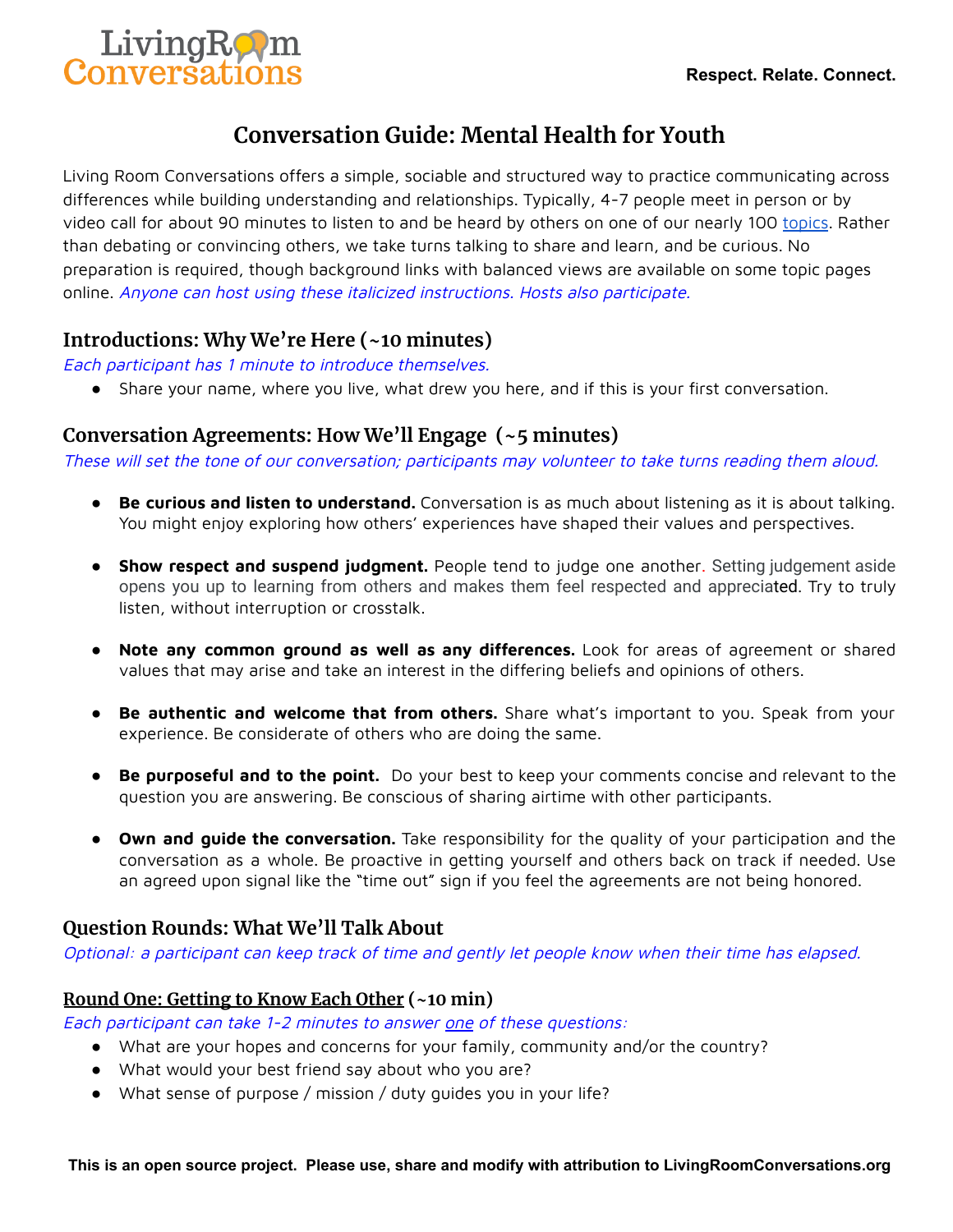Living Room Conversations

**Respect. Relate. Connect.**

# Conversation Guide: Mental Health for Youth

Living Room Conversations offers a simple, sociable and structured way to practice communicating across differences while building understanding and relationships. Typically, 4-7 people meet in person or by video call for about 90 minutes to listen to and be heard by others on one of our nearly 100 topics. Rather than debating or convincing others, we take turns talking to share and learn, and be curious. No preparation is required, though background links with balanced views are available on some topic pages online. *Anyone can host using these italicized instructions. Hosts also participate.*

## Introductions: Why We're Here (~10 minutes)

*Each participant has 1 minute to introduce themselves.*

- Share your name, where you live, what drew you here, and if this is your first conversation.

## Conversation Agreements: How We'll Engage (~5 minutes)

*These will set the tone of our conversation; participants may volunteer to take turns reading them aloud.*

- **Be curious and listen to understand.** Conversation is as much about listening as it is about talking. You might enjoy exploring how others' experiences have shaped their values and perspectives.
- **Show respect and suspend judgment.** People tend to judge one another. Setting judgement aside opens you up to learning from others and makes them feel respected and appreciated. Try to truly listen, without interruption or crosstalk.
- **Note any common ground as well as any differences.** Look for areas of agreement or shared values that may arise and take an interest in the differing beliefs and opinions of others.
- **Be authentic and welcome that from others.** Share what's important to you. Speak from your experience. Be considerate of others who are doing the same.
- **Be purposeful and to the point.** Do your best to keep your comments concise and relevant to the question you are answering. Be conscious of sharing airtime with other participants.
- **Own and guide the conversation.** Take responsibility for the quality of your participation and the conversation as a whole. Be proactive in getting yourself and others back on track if needed. Use an agreed upon signal like the "time out" sign if you feel the agreements are not being honored.

## Question Rounds: What We'll Talk About

*Optional: a participant can keep track of time and gently let people know when their time has elapsed.*

### Round One: Getting to Know Each Other (~10 min)

*Each participant can take 1-2 minutes to answer one of these questions:*

- What are your hopes and concerns for your family, community and/or the country?
- What would your best friend say about who you are?
- What sense of purpose / mission / duty guides you in your life?

**This is an open source project. Please use, share and modify with attribution to LivingRoomConversations.org**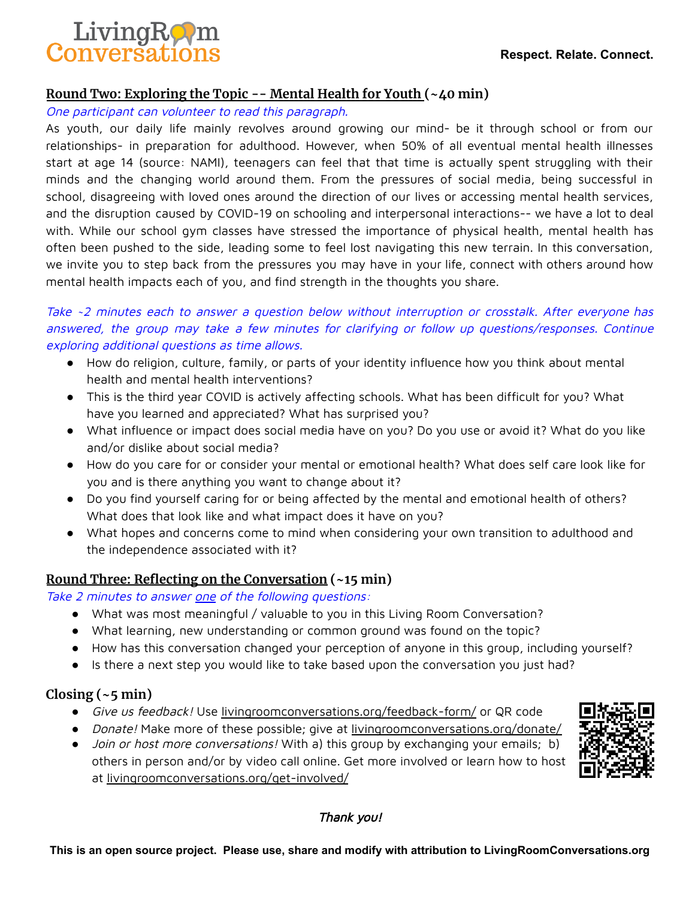## Round Two: Exploring the Topic -- Mental Health for Youth (~40 min)

*One participant can volunteer to read this paragraph.*

As youth, our daily life mainly revolves around growing our mind- be it through school or from our relationships- in preparation for adulthood. However, when 50% of all eventual mental health illnesses start at age 14 (source: NAMI), teenagers can feel that that time is actually spent struggling with their minds and the changing world around them. From the pressures of social media, being successful in school, disagreeing with loved ones around the direction of our lives or accessing mental health services, and the disruption caused by COVID-19 on schooling and interpersonal interactions-- we have a lot to deal with. While our school gym classes have stressed the importance of physical health, mental health has often been pushed to the side, leading some to feel lost navigating this new terrain. In this conversation, we invite you to step back from the pressures you may have in your life, connect with others around how mental health impacts each of you, and find strength in the thoughts you share.

*Take ~2 minutes each to answer a question below without interruption or crosstalk. After everyone has answered, the group may take a few minutes for clarifying or follow up questions/responses. Continue exploring additional questions as time allows.*

- How do religion, culture, family, or parts of your identity influence how you think about mental health and mental health interventions?
- This is the third year COVID is actively affecting schools. What has been difficult for you? What have you learned and appreciated? What has surprised you?
- What influence or impact does social media have on you? Do you use or avoid it? What do you like and/or dislike about social media?
- How do you care for or consider your mental or emotional health? What does self care look like for you and is there anything you want to change about it?
- Do you find yourself caring for or being affected by the mental and emotional health of others? What does that look like and what impact does it have on you?
- What hopes and concerns come to mind when considering your own transition to adulthood and the independence associated with it?

## Round Three: Reflecting on the Conversation (~15 min)

*Take 2 minutes to answer one of the following questions:*

- What was most meaningful / valuable to you in this Living Room Conversation?
- What learning, new understanding or common ground was found on the topic?
- How has this conversation changed your perception of anyone in this group, including yourself?
- Is there a next step you would like to take based upon the conversation you just had?

## Closing (~5 min)

- *Give us feedback!* Use livingroomconversations.org/feedback-form/ or QR code
- *Donate!* Make more of these possible; give at livingroomconversations.org/donate/
- *Join or host more conversations!* With a) this group by exchanging your emails; b) others in person and/or by video call online. Get more involved or learn how to host at livingroomconversations.org/get-involved/

*Thank you!*

**This is an open source project. Please use, share and modify with attribution to LivingRoomConversations.org**